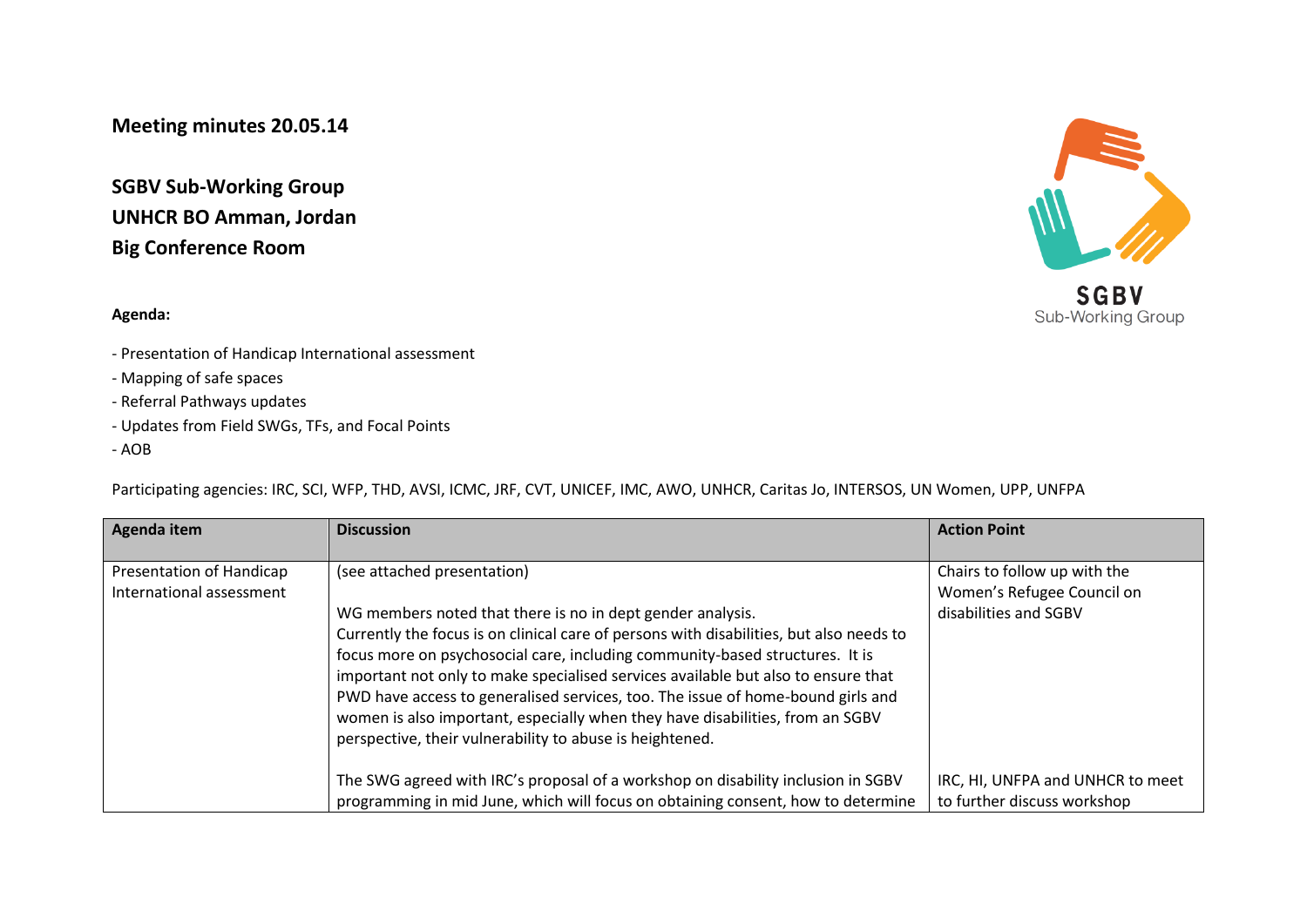**Meeting minutes 20.05.14**

## SGBV Sub-Working Group
## UNHCR BO Amman, Jordan
## Big Conference Room

**Agenda:**

- Presentation of Handicap International assessment
- Mapping of safe spaces
- Referral Pathways updates
- Updates from Field SWGs, TFs, and Focal Points
- AOB

Participating agencies: IRC, SCI, WFP, THD, AVSI, ICMC, JRF, CVT, UNICEF, IMC, AWO, UNHCR, Caritas Jo, INTERSOS, UN Women, UPP, UNFPA

| Agenda item | Discussion | Action Point |
|---|---|---|
| Presentation of Handicap International assessment | (see attached presentation)<br><br>WG members noted that there is no in dept gender analysis.<br>Currently the focus is on clinical care of persons with disabilities, but also needs to focus more on psychosocial care, including community-based structures. It is important not only to make specialised services available but also to ensure that PWD have access to generalised services, too. The issue of home-bound girls and women is also important, especially when they have disabilities, from an SGBV perspective, their vulnerability to abuse is heightened.<br><br>The SWG agreed with IRC's proposal of a workshop on disability inclusion in SGBV programming in mid June, which will focus on obtaining consent, how to determine | Chairs to follow up with the Women's Refugee Council on disabilities and SGBV<br><br>IRC, HI, UNFPA and UNHCR to meet to further discuss workshop |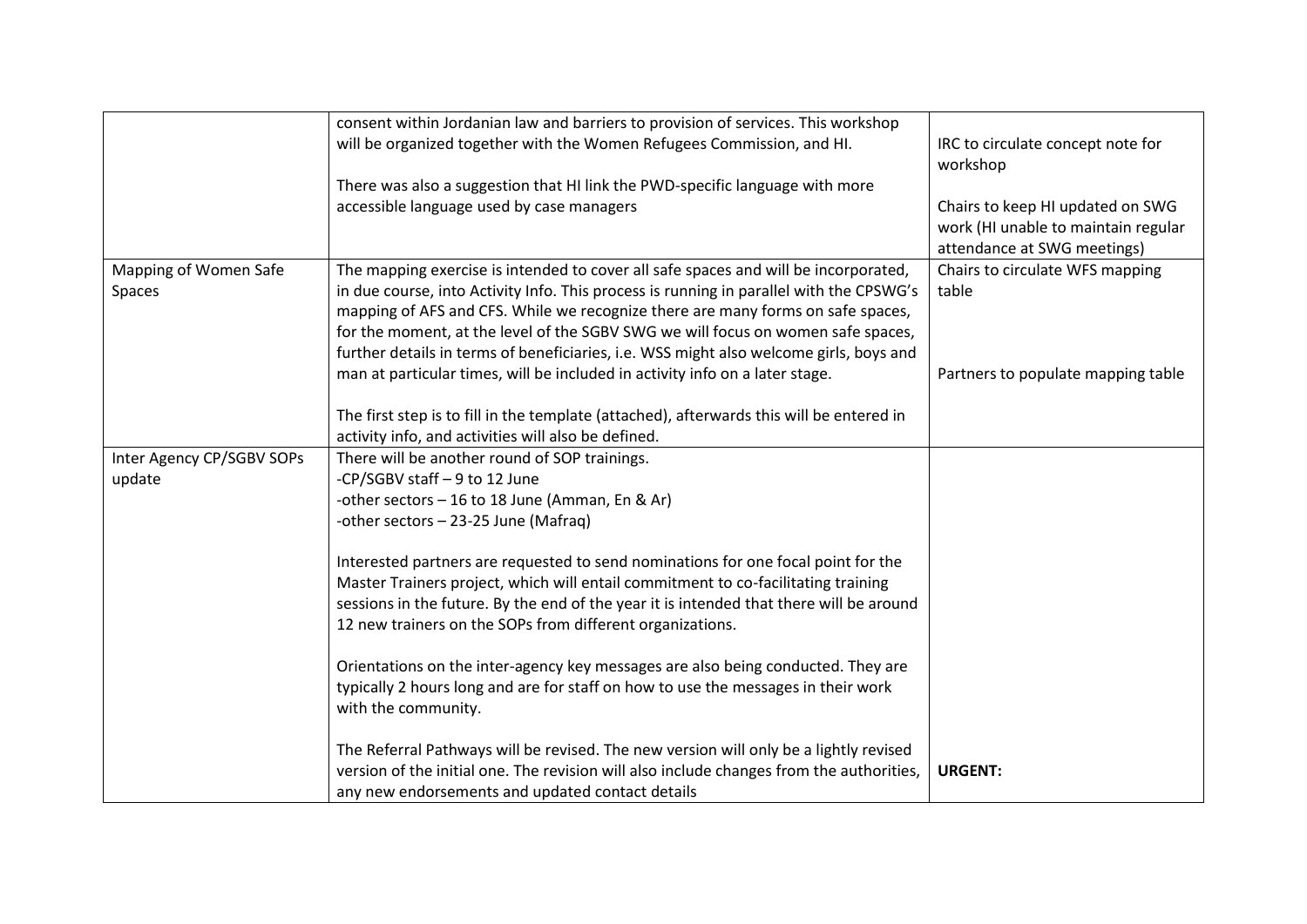| | | |
|---|---|---|
| | consent within Jordanian law and barriers to provision of services. This workshop will be organized together with the Women Refugees Commission, and HI.<br><br>There was also a suggestion that HI link the PWD-specific language with more accessible language used by case managers | IRC to circulate concept note for workshop<br><br>Chairs to keep HI updated on SWG work (HI unable to maintain regular attendance at SWG meetings) |
| Mapping of Women Safe Spaces | The mapping exercise is intended to cover all safe spaces and will be incorporated, in due course, into Activity Info. This process is running in parallel with the CPSWG's mapping of AFS and CFS. While we recognize there are many forms on safe spaces, for the moment, at the level of the SGBV SWG we will focus on women safe spaces, further details in terms of beneficiaries, i.e. WSS might also welcome girls, boys and man at particular times, will be included in activity info on a later stage.<br><br>The first step is to fill in the template (attached), afterwards this will be entered in activity info, and activities will also be defined. | Chairs to circulate WFS mapping table<br><br>Partners to populate mapping table |
| Inter Agency CP/SGBV SOPs update | There will be another round of SOP trainings.<br>-CP/SGBV staff – 9 to 12 June<br>-other sectors – 16 to 18 June (Amman, En & Ar)<br>-other sectors – 23-25 June (Mafraq)<br><br>Interested partners are requested to send nominations for one focal point for the Master Trainers project, which will entail commitment to co-facilitating training sessions in the future. By the end of the year it is intended that there will be around 12 new trainers on the SOPs from different organizations.<br><br>Orientations on the inter-agency key messages are also being conducted. They are typically 2 hours long and are for staff on how to use the messages in their work with the community.<br><br>The Referral Pathways will be revised. The new version will only be a lightly revised version of the initial one. The revision will also include changes from the authorities, any new endorsements and updated contact details | **URGENT:** |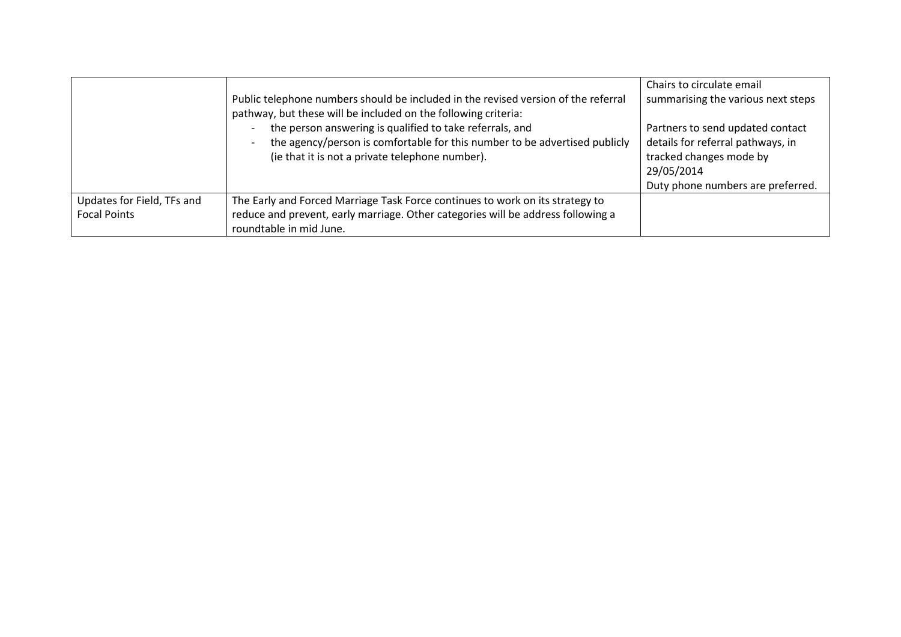| | | |
|---|---|---|
| | Public telephone numbers should be included in the revised version of the referral pathway, but these will be included on the following criteria:<br>- the person answering is qualified to take referrals, and<br>- the agency/person is comfortable for this number to be advertised publicly (ie that it is not a private telephone number). | Chairs to circulate email summarising the various next steps<br><br>Partners to send updated contact details for referral pathways, in tracked changes mode by 29/05/2014<br>Duty phone numbers are preferred. |
| Updates for Field, TFs and Focal Points | The Early and Forced Marriage Task Force continues to work on its strategy to reduce and prevent, early marriage. Other categories will be address following a roundtable in mid June. | |